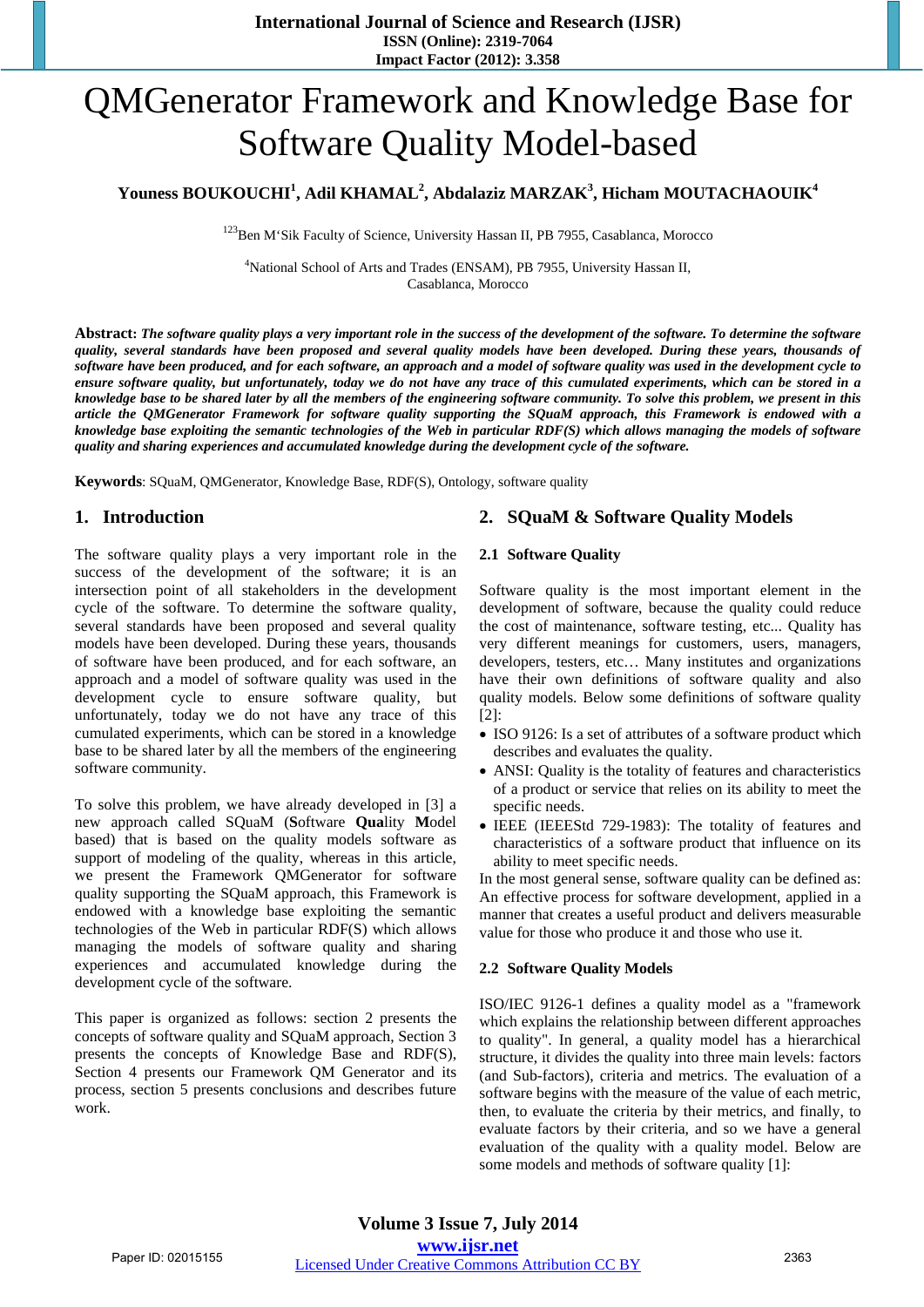# QMGenerator Framework and Knowledge Base for Software Quality Model-based

**Youness BOUKOUCHI[1], Adil KHAMAL[2], Abdalaziz MARZAK[3], Hicham MOUTACHAOUIK[4]**

[123]Ben M'Sik Faculty of Science, University Hassan II, PB 7955, Casablanca, Morocco

[4]National School of Arts and Trades (ENSAM), PB 7955, University Hassan II, Casablanca, Morocco

**Abstract**: ***The software quality plays a very important role in the success of the development of the software. To determine the software quality, several standards have been proposed and several quality models have been developed. During these years, thousands of software have been produced, and for each software, an approach and a model of software quality was used in the development cycle to ensure software quality, but unfortunately, today we do not have any trace of this cumulated experiments, which can be stored in a knowledge base to be shared later by all the members of the engineering software community. To solve this problem, we present in this article the QMGenerator Framework for software quality supporting the SQuaM approach, this Framework is endowed with a knowledge base exploiting the semantic technologies of the Web in particular RDF(S) which allows managing the models of software quality and sharing experiences and accumulated knowledge during the development cycle of the software.***

**Keywords**: SQuaM, QMGenerator, Knowledge Base, RDF(S), Ontology, software quality

## 1. Introduction

The software quality plays a very important role in the success of the development of the software; it is an intersection point of all stakeholders in the development cycle of the software. To determine the software quality, several standards have been proposed and several quality models have been developed. During these years, thousands of software have been produced, and for each software, an approach and a model of software quality was used in the development cycle to ensure software quality, but unfortunately, today we do not have any trace of this cumulated experiments, which can be stored in a knowledge base to be shared later by all the members of the engineering software community.

To solve this problem, we have already developed in [3] a new approach called SQuaM (**S**oftware **Qua**lity **M**odel based) that is based on the quality models software as support of modeling of the quality, whereas in this article, we present the Framework QMGenerator for software quality supporting the SQuaM approach, this Framework is endowed with a knowledge base exploiting the semantic technologies of the Web in particular RDF(S) which allows managing the models of software quality and sharing experiences and accumulated knowledge during the development cycle of the software.

This paper is organized as follows: section 2 presents the concepts of software quality and SQuaM approach, Section 3 presents the concepts of Knowledge Base and RDF(S), Section 4 presents our Framework QM Generator and its process, section 5 presents conclusions and describes future work.

## 2. SQuaM & Software Quality Models

### 2.1 Software Quality

Software quality is the most important element in the development of software, because the quality could reduce the cost of maintenance, software testing, etc... Quality has very different meanings for customers, users, managers, developers, etc… Many institutes and organizations have their own definitions of software quality and also quality models. Below some definitions of software quality [2]:

- ISO 9126: Is a set of attributes of a software product which describes and evaluates the quality.
- ANSI: Quality is the totality of features and characteristics of a product or service that relies on its ability to meet the specific needs.
- IEEE (IEEEStd 729-1983): The totality of features and characteristics of a software product that influence on its ability to meet specific needs.

In the most general sense, software quality can be defined as: An effective process for software development, applied in a manner that creates a useful product and delivers measurable value for those who produce it and those who use it.

### 2.2 Software Quality Models

ISO/IEC 9126-1 defines a quality model as a "framework which explains the relationship between different approaches to quality". In general, a quality model has a hierarchical structure, it divides the quality into three main levels: factors (and Sub-factors), criteria and metrics. The evaluation of a software begins with the measure of the value of each metric, then, to evaluate the criteria by their metrics, and finally, to evaluate factors by their criteria, and so we have a general evaluation of the quality with a quality model. Below are some models and methods of software quality [1]: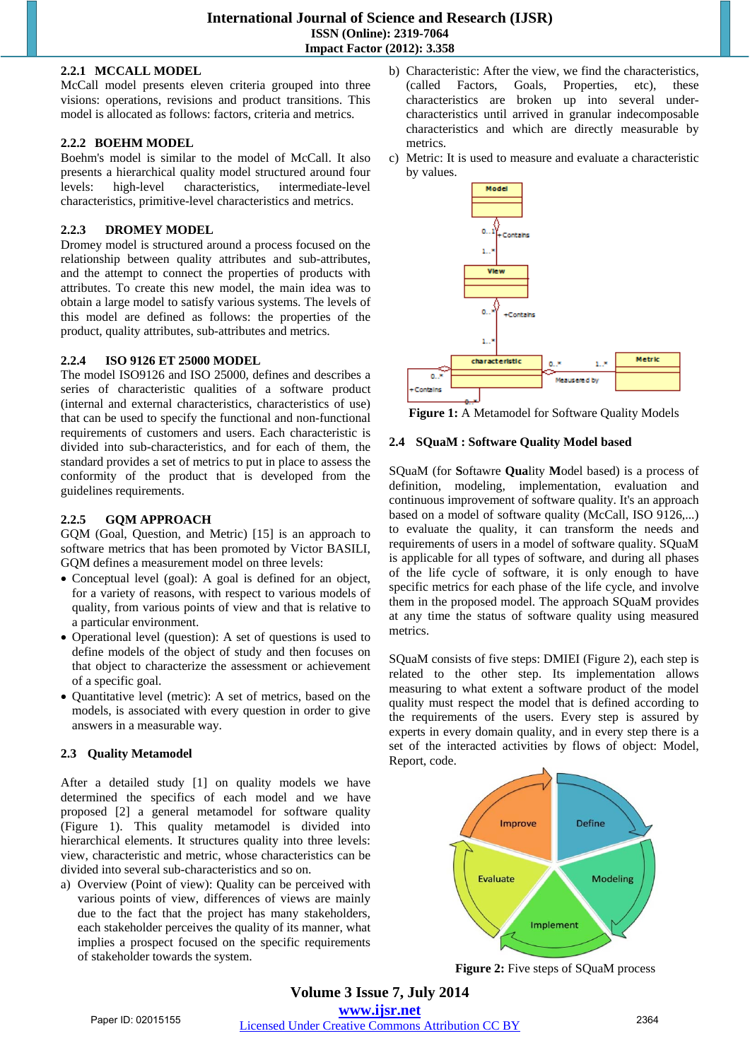#### 2.2.1 MCCALL MODEL

McCall model presents eleven criteria grouped into three visions: operations, revisions and product transitions. This model is allocated as follows: factors, criteria and metrics.

#### 2.2.2 BOEHM MODEL

Boehm's model is similar to the model of McCall. It also presents a hierarchical quality model structured around four levels: high-level characteristics, intermediate-level characteristics, primitive-level characteristics and metrics.

#### 2.2.3 DROMEY MODEL

Dromey model is structured around a process focused on the relationship between quality attributes and sub-attributes, and the attempt to connect the properties of products with attributes. To create this new model, the main idea was to obtain a large model to satisfy various systems. The levels of this model are defined as follows: the properties of the product, quality attributes, sub-attributes and metrics.

#### 2.2.4 ISO 9126 ET 25000 MODEL

The model ISO9126 and ISO 25000, defines and describes a series of characteristic qualities of a software product (internal and external characteristics, characteristics of use) that can be used to specify the functional and non-functional requirements of customers and users. Each characteristic is divided into sub-characteristics, and for each of them, the standard provides a set of metrics to put in place to assess the conformity of the product that is developed from the guidelines requirements.

#### 2.2.5 GQM APPROACH

GQM (Goal, Question, and Metric) [15] is an approach to software metrics that has been promoted by Victor BASILI, GQM defines a measurement model on three levels:

- Conceptual level (goal): A goal is defined for an object, for a variety of reasons, with respect to various models of quality, from various points of view and that is relative to a particular environment.
- Operational level (question): A set of questions is used to define models of the object of study and then focuses on that object to characterize the assessment or achievement of a specific goal.
- Quantitative level (metric): A set of metrics, based on the models, is associated with every question in order to give answers in a measurable way.

### 2.3 Quality Metamodel

After a detailed study [1] on quality models we have determined the specifics of each model and we have proposed [2] a general metamodel for software quality (Figure 1). This quality metamodel is divided into hierarchical elements. It structures quality into three levels: view, characteristic and metric, whose characteristics can be divided into several sub-characteristics and so on.

a) Overview (Point of view): Quality can be perceived with various points of view, differences of views are mainly due to the fact that the project has many stakeholders, each stakeholder perceives the quality of its manner, what implies a prospect focused on the specific requirements of stakeholder towards the system.

b) Characteristic: After the view, we find the characteristics, (called Factors, Goals, Properties, etc), these characteristics are broken up into several under-characteristics until arrived in granular indecomposable characteristics and which are directly measurable by metrics.

c) Metric: It is used to measure and evaluate a characteristic by values.

**Figure 1:** A Metamodel for Software Quality Models

### 2.4 SQuaM : Software Quality Model based

SQuaM (for **S**oftawre **Qua**lity **M**odel based) is a process of definition, modeling, implementation, evaluation and continuous improvement of software quality. It's an approach based on a model of software quality (McCall, ISO 9126,...) to evaluate the quality, it can transform the needs and requirements of users in a model of software quality. SQuaM is applicable for all types of software, and during all phases of the life cycle of software, it is only enough to have specific metrics for each phase of the life cycle, and involve them in the proposed model. The approach SQuaM provides at any time the status of software quality using measured metrics.

SQuaM consists of five steps: DMIEI (Figure 2), each step is related to the other step. Its implementation allows measuring to what extent a software product of the model quality must respect the model that is defined according to the requirements of the users. Every step is assured by experts in every domain quality, and in every step there is a set of the interacted activities by flows of object: Model, Report, code.

**Figure 2:** Five steps of SQuaM process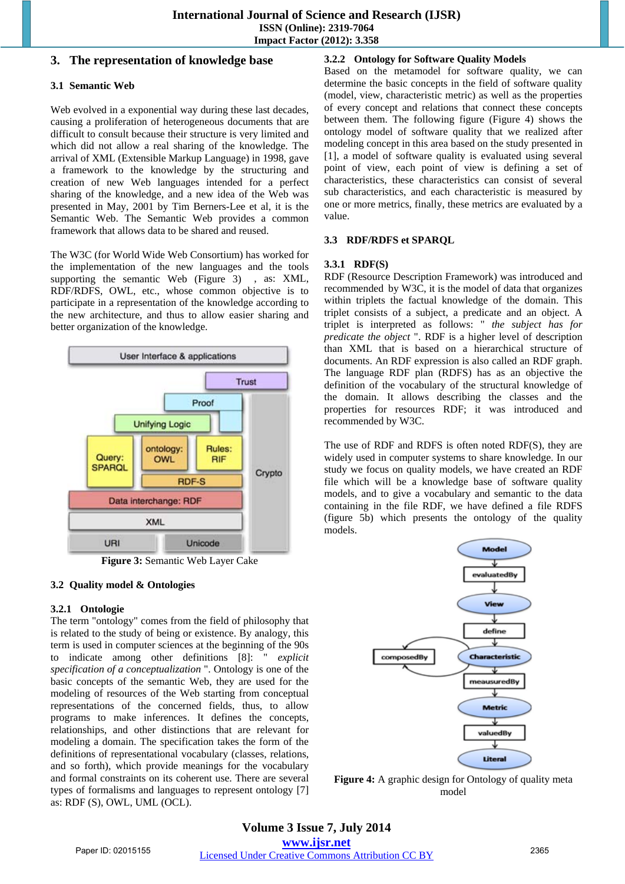## 3. The representation of knowledge base

### 3.1 Semantic Web

Web evolved in a exponential way during these last decades, causing a proliferation of heterogeneous documents that are difficult to consult because their structure is very limited and which did not allow a real sharing of the knowledge. The arrival of XML (Extensible Markup Language) in 1998, gave a framework to the knowledge by the structuring and creation of new Web languages intended for a perfect sharing of the knowledge, and a new idea of the Web was presented in May, 2001 by Tim Berners-Lee et al, it is the Semantic Web. The Semantic Web provides a common framework that allows data to be shared and reused.

The W3C (for World Wide Web Consortium) has worked for the implementation of the new languages and the tools supporting the semantic Web (Figure 3) , as: XML, RDF/RDFS, OWL, etc., whose common objective is to participate in a representation of the knowledge according to the new architecture, and thus to allow easier sharing and better organization of the knowledge.

**Figure 3:** Semantic Web Layer Cake

### 3.2 Quality model & Ontologies

#### 3.2.1 Ontologie

The term "ontology" comes from the field of philosophy that is related to the study of being or existence. By analogy, this term is used in computer sciences at the beginning of the 90s to indicate among other definitions [8]: " *explicit specification of a conceptualization* ". Ontology is one of the basic concepts of the semantic Web, they are used for the modeling of resources of the Web starting from conceptual representations of the concerned fields, thus, to allow programs to make inferences. It defines the concepts, relationships, and other distinctions that are relevant for modeling a domain. The specification takes the form of the definitions of representational vocabulary (classes, relations, and so forth), which provide meanings for the vocabulary and formal constraints on its coherent use. There are several types of formalisms and languages to represent ontology [7] as: RDF (S), OWL, UML (OCL).

#### 3.2.2 Ontology for Software Quality Models

Based on the metamodel for software quality, we can determine the basic concepts in the field of software quality (model, view, characteristic metric) as well as the properties of every concept and relations that connect these concepts between them. The following figure (Figure 4) shows the ontology model of software quality that we realized after modeling concept in this area based on the study presented in [1], a model of software quality is evaluated using several point of view, each point of view is defining a set of characteristics, these characteristics can consist of several sub characteristics, and each characteristic is measured by one or more metrics, finally, these metrics are evaluated by a value.

### 3.3 RDF/RDFS et SPARQL

#### 3.3.1 RDF(S)

RDF (Resource Description Framework) was introduced and recommended by W3C, it is the model of data that organizes within triplets the factual knowledge of the domain. This triplet consists of a subject, a predicate and an object. A triplet is interpreted as follows: " *the subject has for predicate the object* ". RDF is a higher level of description than XML that is based on a hierarchical structure of documents. An RDF expression is also called an RDF graph. The language RDF plan (RDFS) has as an objective the definition of the vocabulary of the structural knowledge of the domain. It allows describing the classes and the properties for resources RDF; it was introduced and recommended by W3C.

The use of RDF and RDFS is often noted RDF(S), they are widely used in computer systems to share knowledge. In our study we focus on quality models, we have created an RDF file which will be a knowledge base of software quality models, and to give a vocabulary and semantic to the data containing in the file RDF, we have defined a file RDFS (figure 5b) which presents the ontology of the quality models.

**Figure 4:** A graphic design for Ontology of quality meta model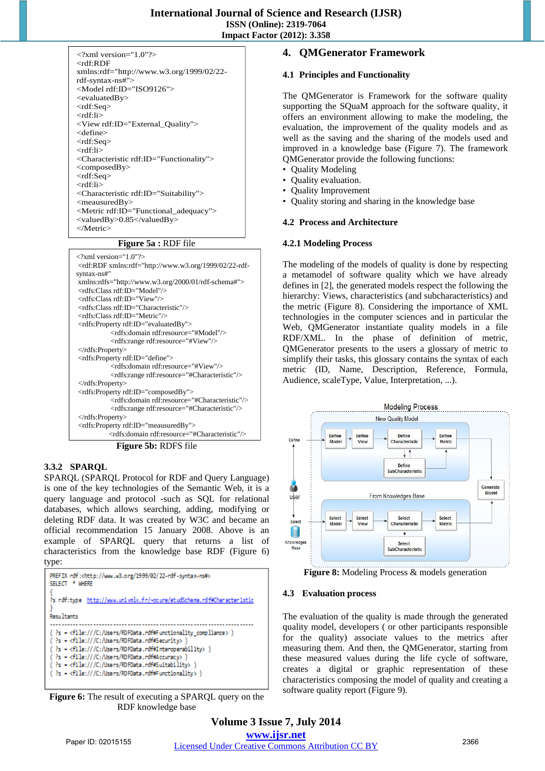```
<?xml version="1.0"?>
<rdf:RDF
xmlns:rdf="http://www.w3.org/1999/02/22-
rdf-syntax-ns#">
<Model rdf:ID="ISO9126">
<evaluatedBy>
<rdf:Seq>
<rdf:li>
<View rdf:ID="External_Quality">
<define>
<rdf:Seq>
<rdf:li>
<Characteristic rdf:ID="Functionality">
<composedBy>
<rdf:Seq>
<rdf:li>
<Characteristic rdf:ID="Suitability">
<meausuredBy>
<Metric rdf:ID="Functional_adequacy">
<valuedBy>0.85</valuedBy>
</Metric>
```

**Figure 5a :** RDF file

```
<?xml version="1.0"?>
<rdf:RDF xmlns:rdf="http://www.w3.org/1999/02/22-rdf-
syntax-ns#"
xmlns:rdfs="http://www.w3.org/2000/01/rdf-schema#">
<rdfs:Class rdf:ID="Model"/>
<rdfs:Class rdf:ID="View"/>
<rdfs:Class rdf:ID="Characteristic"/>
<rdfs:Class rdf:ID="Metric"/>
<rdfs:Property rdf:ID="evaluatedBy">
        <rdfs:domain rdf:resource="#Model"/>
        <rdfs:range rdf:resource="#View"/>
</rdfs:Property>
<rdfs:Property rdf:ID="define">
        <rdfs:domain rdf:resource="#View"/>
        <rdfs:range rdf:resource="#Characteristic"/>
</rdfs:Property>
<rdfs:Property rdf:ID="composedBy">
        <rdfs:domain rdf:resource="#Characteristic"/>
        <rdfs:range rdf:resource="#Characteristic"/>
</rdfs:Property>
<rdfs:Property rdf:ID="meausuredBy">
        <rdfs:domain rdf:resource="#Characteristic"/>
```

**Figure 5b:** RDFS file

### 3.3.2 SPARQL

SPARQL (SPARQL Protocol for RDF and Query Language) is one of the key technologies of the Semantic Web, it is a query language and protocol -such as SQL for relational databases, which allows searching, adding, modifying or deleting RDF data. It was created by W3C and became an official recommendation 15 January 2008. Above is an example of SPARQL query that returns a list of characteristics from the knowledge base RDF (Figure 6) type:

```
PREFIX rdf:<http://www.w3.org/1999/02/22-rdf-syntax-ns#>
SELECT * WHERE
{
?s rdf:type http://www.univmlv.fr/~ocure/etudSchema.rdf#Characteristic
}
Resultants
-------------------------------------------------------------------
( ?s = <file:///C:/Users/RDFData.rdf#Functionality_compliance> )
( ?s = <file:///C:/Users/RDFData.rdf#Security> )
( ?s = <file:///C:/Users/RDFData.rdf#Interoperability> )
( ?s = <file:///C:/Users/RDFData.rdf#Accuracy> )
( ?s = <file:///C:/Users/RDFData.rdf#Suitability> )
( ?s = <file:///C:/Users/RDFData.rdf#Functionality> )
```

**Figure 6:** The result of executing a SPARQL query on the RDF knowledge base

## 4. QMGenerator Framework

### 4.1 Principles and Functionality

The QMGenerator is Framework for the software quality supporting the SQuaM approach for the software quality, it offers an environment allowing to make the modeling, the evaluation, the improvement of the quality models and as well as the saving and the sharing of the models used and improved in a knowledge base (Figure 7). The framework QMGenerator provide the following functions:

- Quality Modeling
- Quality evaluation.
- Quality Improvement
- Quality storing and sharing in the knowledge base

### 4.2 Process and Architecture

#### 4.2.1 Modeling Process

The modeling of the models of quality is done by respecting a metamodel of software quality which we have already defines in [2], the generated models respect the following the hierarchy: Views, characteristics (and subcharacteristics) and the metric (Figure 8). Considering the importance of XML technologies in the computer sciences and in particular the Web, QMGenerator instantiate quality models in a file RDF/XML. In the phase of definition of metric, QMGenerator presents to the users a glossary of metric to simplify their tasks, this glossary contains the syntax of each metric (ID, Name, Description, Reference, Formula, Audience, scaleType, Value, Interpretation, ...).

**Figure 8:** Modeling Process & models generation

### 4.3 Evaluation process

The evaluation of the quality is made through the generated quality model, developers ( or other participants responsible for the quality) associate values to the metrics after measuring them. And then, the QMGenerator, starting from these measured values during the life cycle of software, creates a digital or graphic representation of these characteristics composing the model of quality and creating a software quality report (Figure 9).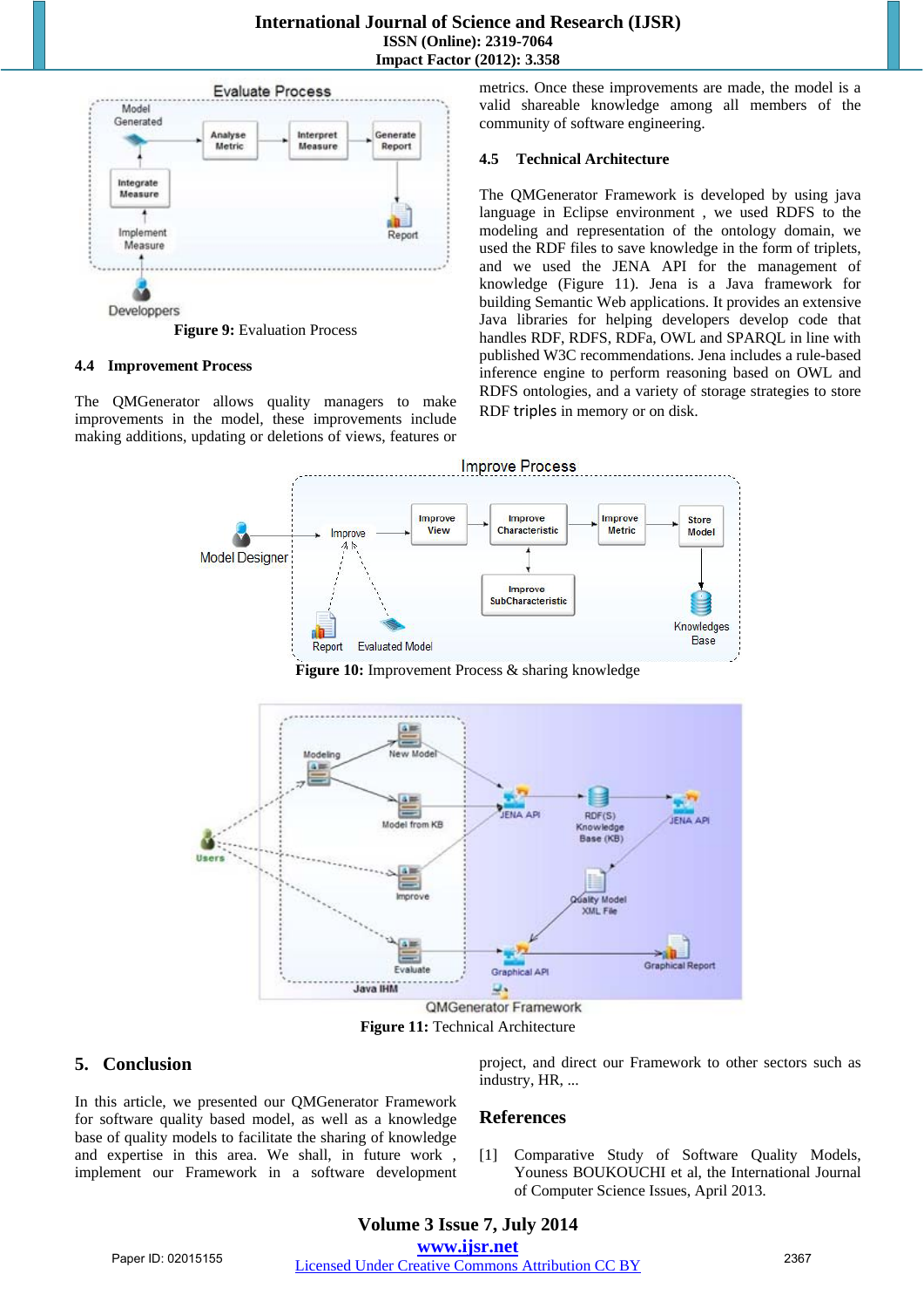Figure 9: Evaluation Process

### 4.4 Improvement Process

The QMGenerator allows quality managers to make improvements in the model, these improvements include making additions, updating or deletions of views, features or metrics. Once these improvements are made, the model is a valid shareable knowledge among all members of the community of software engineering.

### 4.5 Technical Architecture

The QMGenerator Framework is developed by using java language in Eclipse environment , we used RDFS to the modeling and representation of the ontology domain, we used the RDF files to save knowledge in the form of triplets, and we used the JENA API for the management of knowledge (Figure 11). Jena is a Java framework for building Semantic Web applications. It provides an extensive Java libraries for helping developers develop code that handles RDF, RDFS, RDFa, OWL and SPARQL in line with published W3C recommendations. Jena includes a rule-based inference engine to perform reasoning based on OWL and RDFS ontologies, and a variety of storage strategies to store RDF triples in memory or on disk.

Figure 10: Improvement Process & sharing knowledge

Figure 11: Technical Architecture

## 5. Conclusion

In this article, we presented our QMGenerator Framework for software quality based model, as well as a knowledge base of quality models to facilitate the sharing of knowledge and expertise in this area. We shall, in future work , implement our Framework in a software development project, and direct our Framework to other sectors such as industry, HR, ...

## References

[1] Comparative Study of Software Quality Models, Youness BOUKOUCHI et al, the International Journal of Computer Science Issues, April 2013.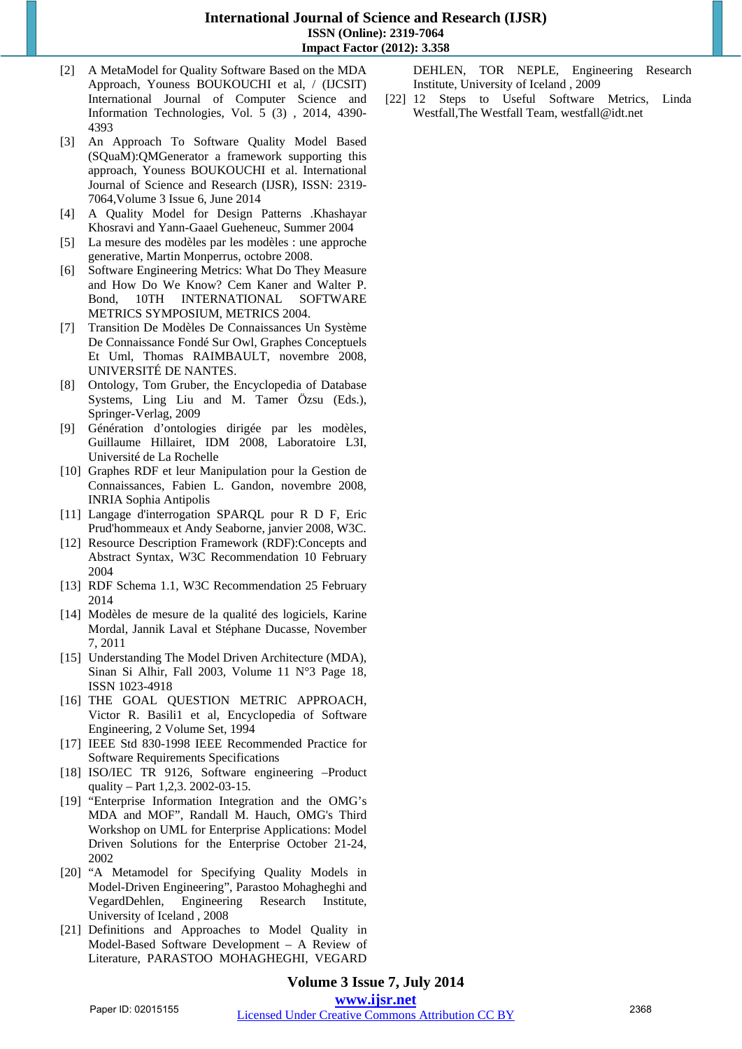[2] A MetaModel for Quality Software Based on the MDA Approach, Youness BOUKOUCHI et al, / (IJCSIT) International Journal of Computer Science and Information Technologies, Vol. 5 (3) , 2014, 4390-4393

[3] An Approach To Software Quality Model Based (SQuaM):QMGenerator a framework supporting this approach, Youness BOUKOUCHI et al. International Journal of Science and Research (IJSR), ISSN: 2319-7064,Volume 3 Issue 6, June 2014

[4] A Quality Model for Design Patterns .Khashayar Khosravi and Yann-Gaael Gueheneuc, Summer 2004

[5] La mesure des modèles par les modèles : une approche generative, Martin Monperrus, octobre 2008.

[6] Software Engineering Metrics: What Do They Measure and How Do We Know? Cem Kaner and Walter P. Bond, 10TH INTERNATIONAL SOFTWARE METRICS SYMPOSIUM, METRICS 2004.

[7] Transition De Modèles De Connaissances Un Système De Connaissance Fondé Sur Owl, Graphes Conceptuels Et Uml, Thomas RAIMBAULT, novembre 2008, UNIVERSITÉ DE NANTES.

[8] Ontology, Tom Gruber, the Encyclopedia of Database Systems, Ling Liu and M. Tamer Özsu (Eds.), Springer-Verlag, 2009

[9] Génération d'ontologies dirigée par les modèles, Guillaume Hillairet, IDM 2008, Laboratoire L3I, Université de La Rochelle

[10] Graphes RDF et leur Manipulation pour la Gestion de Connaissances, Fabien L. Gandon, novembre 2008, INRIA Sophia Antipolis

[11] Langage d'interrogation SPARQL pour R D F, Eric Prud'hommeaux et Andy Seaborne, janvier 2008, W3C.

[12] Resource Description Framework (RDF):Concepts and Abstract Syntax, W3C Recommendation 10 February 2004

[13] RDF Schema 1.1, W3C Recommendation 25 February 2014

[14] Modèles de mesure de la qualité des logiciels, Karine Mordal, Jannik Laval et Stéphane Ducasse, November 7, 2011

[15] Understanding The Model Driven Architecture (MDA), Sinan Si Alhir, Fall 2003, Volume 11 N°3 Page 18, ISSN 1023-4918

[16] THE GOAL QUESTION METRIC APPROACH, Victor R. Basili1 et al, Encyclopedia of Software Engineering, 2 Volume Set, 1994

[17] IEEE Std 830-1998 IEEE Recommended Practice for Software Requirements Specifications

[18] ISO/IEC TR 9126, Software engineering –Product quality – Part 1,2,3. 2002-03-15.

[19] "Enterprise Information Integration and the OMG's MDA and MOF", Randall M. Hauch, OMG's Third Workshop on UML for Enterprise Applications: Model Driven Solutions for the Enterprise October 21-24, 2002

[20] "A Metamodel for Specifying Quality Models in Model-Driven Engineering", Parastoo Mohagheghi and VegardDehlen, Engineering Research Institute, University of Iceland , 2008

[21] Definitions and Approaches to Model Quality in Model-Based Software Development – A Review of Literature, PARASTOO MOHAGHEGHI, VEGARD DEHLEN, TOR NEPLE, Engineering Research Institute, University of Iceland , 2009

[22] 12 Steps to Useful Software Metrics, Linda Westfall,The Westfall Team, westfall@idt.net